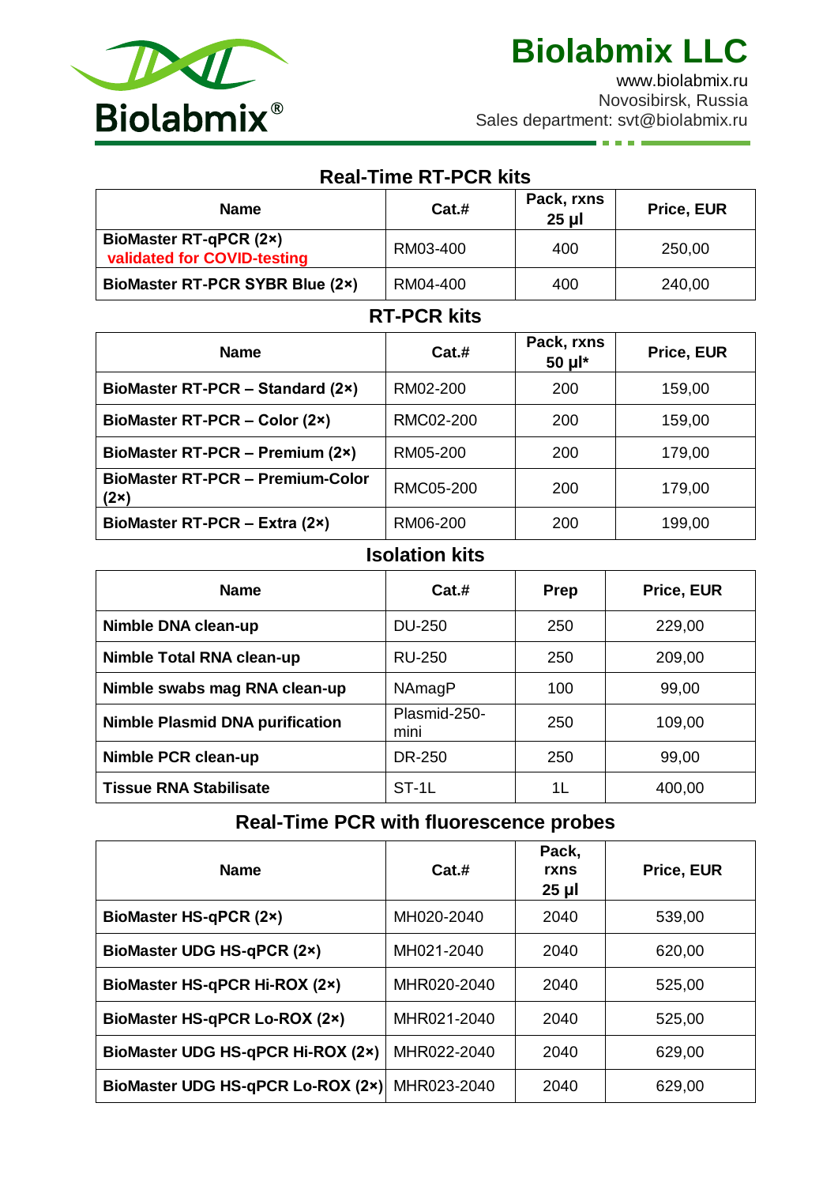# Biolabmix LLC

www.biolabmix.ru
Novosibirsk, Russia
Sales department: svt@biolabmix.ru

## Real-Time RT-PCR kits

| Name | Cat.# | Pack, rxns 25 µl | Price, EUR |
|---|---|---|---|
| **BioMaster RT-qPCR (2×)** **validated for COVID-testing** | RM03-400 | 400 | 250,00 |
| **BioMaster RT-PCR SYBR Blue (2×)** | RM04-400 | 400 | 240,00 |

## RT-PCR kits

| Name | Cat.# | Pack, rxns 50 µl* | Price, EUR |
|---|---|---|---|
| **BioMaster RT-PCR – Standard (2×)** | RM02-200 | 200 | 159,00 |
| **BioMaster RT-PCR – Color (2×)** | RMC02-200 | 200 | 159,00 |
| **BioMaster RT-PCR – Premium (2×)** | RM05-200 | 200 | 179,00 |
| **BioMaster RT-PCR – Premium-Color (2×)** | RMC05-200 | 200 | 179,00 |
| **BioMaster RT-PCR – Extra (2×)** | RM06-200 | 200 | 199,00 |

## Isolation kits

| Name | Cat.# | Prep | Price, EUR |
|---|---|---|---|
| **Nimble DNA clean-up** | DU-250 | 250 | 229,00 |
| **Nimble Total RNA clean-up** | RU-250 | 250 | 209,00 |
| **Nimble swabs mag RNA clean-up** | NAmagP | 100 | 99,00 |
| **Nimble Plasmid DNA purification** | Plasmid-250-mini | 250 | 109,00 |
| **Nimble PCR clean-up** | DR-250 | 250 | 99,00 |
| **Tissue RNA Stabilisate** | ST-1L | 1L | 400,00 |

## Real-Time PCR with fluorescence probes

| Name | Cat.# | Pack, rxns 25 µl | Price, EUR |
|---|---|---|---|
| **BioMaster HS-qPCR (2×)** | MH020-2040 | 2040 | 539,00 |
| **BioMaster UDG HS-qPCR (2×)** | MH021-2040 | 2040 | 620,00 |
| **BioMaster HS-qPCR Hi-ROX (2×)** | MHR020-2040 | 2040 | 525,00 |
| **BioMaster HS-qPCR Lo-ROX (2×)** | MHR021-2040 | 2040 | 525,00 |
| **BioMaster UDG HS-qPCR Hi-ROX (2×)** | MHR022-2040 | 2040 | 629,00 |
| **BioMaster UDG HS-qPCR Lo-ROX (2×)** | MHR023-2040 | 2040 | 629,00 |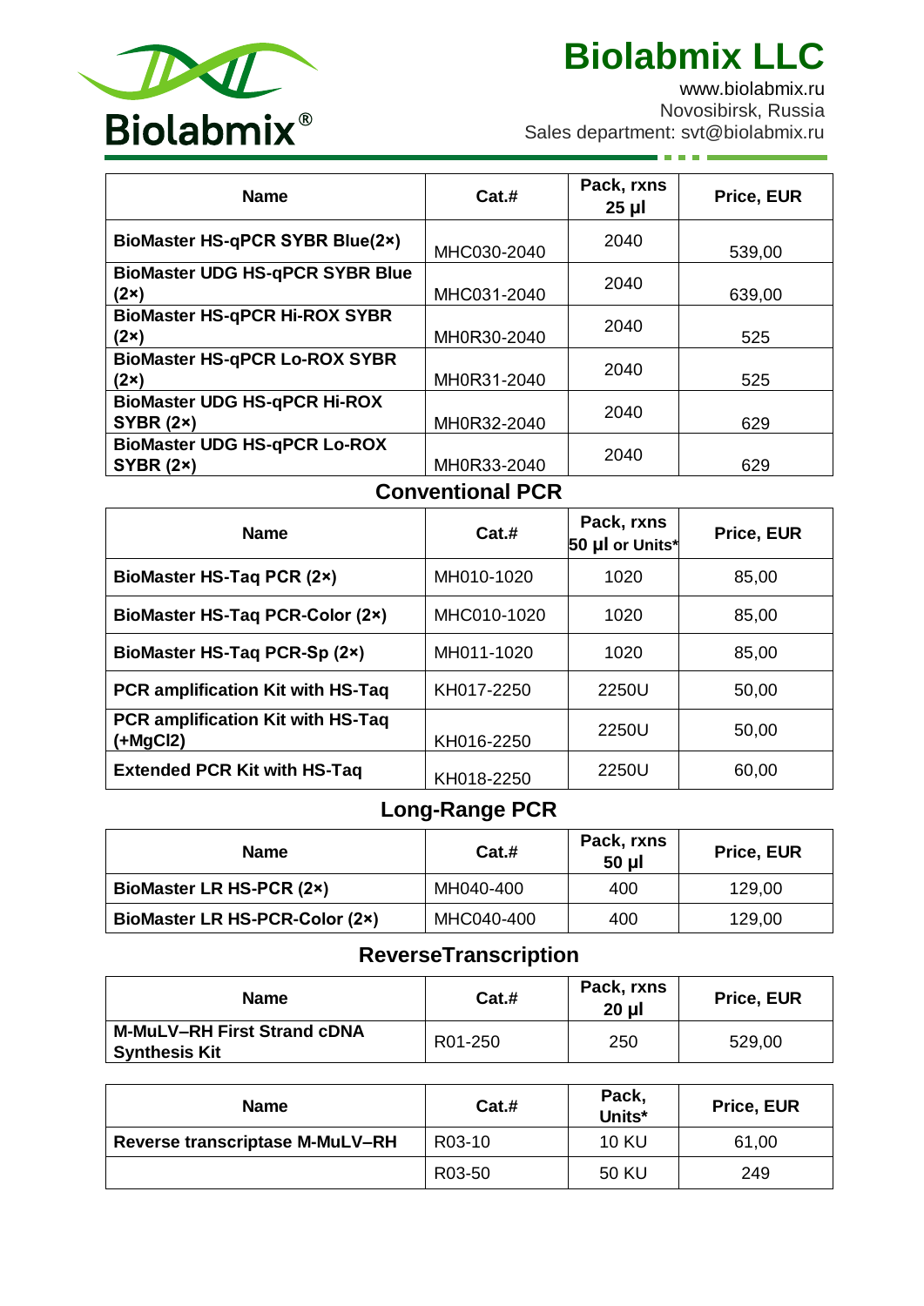# Biolabmix LLC

www.biolabmix.ru
Novosibirsk, Russia
Sales department: svt@biolabmix.ru

| Name | Cat.# | Pack, rxns 25 µl | Price, EUR |
|---|---|---|---|
| **BioMaster HS-qPCR SYBR Blue(2×)** | MHC030-2040 | 2040 | 539,00 |
| **BioMaster UDG HS-qPCR SYBR Blue (2×)** | MHC031-2040 | 2040 | 639,00 |
| **BioMaster HS-qPCR Hi-ROX SYBR (2×)** | MH0R30-2040 | 2040 | 525 |
| **BioMaster HS-qPCR Lo-ROX SYBR (2×)** | MH0R31-2040 | 2040 | 525 |
| **BioMaster UDG HS-qPCR Hi-ROX SYBR (2×)** | MH0R32-2040 | 2040 | 629 |
| **BioMaster UDG HS-qPCR Lo-ROX SYBR (2×)** | MH0R33-2040 | 2040 | 629 |

## Conventional PCR

| Name | Cat.# | Pack, rxns 50 µl or Units* | Price, EUR |
|---|---|---|---|
| **BioMaster HS-Taq PCR (2×)** | MH010-1020 | 1020 | 85,00 |
| **BioMaster HS-Taq PCR-Color (2×)** | MHC010-1020 | 1020 | 85,00 |
| **BioMaster HS-Taq PCR-Sp (2×)** | MH011-1020 | 1020 | 85,00 |
| **PCR amplification Kit with HS-Taq** | KH017-2250 | 2250U | 50,00 |
| **PCR amplification Kit with HS-Taq (+MgCl2)** | KH016-2250 | 2250U | 50,00 |
| **Extended PCR Kit with HS-Taq** | KH018-2250 | 2250U | 60,00 |

## Long-Range PCR

| Name | Cat.# | Pack, rxns 50 µl | Price, EUR |
|---|---|---|---|
| **BioMaster LR HS-PCR (2×)** | MH040-400 | 400 | 129,00 |
| **BioMaster LR HS-PCR-Color (2×)** | MHC040-400 | 400 | 129,00 |

## ReverseTranscription

| Name | Cat.# | Pack, rxns 20 µl | Price, EUR |
|---|---|---|---|
| **M-MuLV–RH First Strand cDNA Synthesis Kit** | R01-250 | 250 | 529,00 |

| Name | Cat.# | Pack, Units* | Price, EUR |
|---|---|---|---|
| **Reverse transcriptase M-MuLV–RH** | R03-10 | 10 KU | 61,00 |
| | R03-50 | 50 KU | 249 |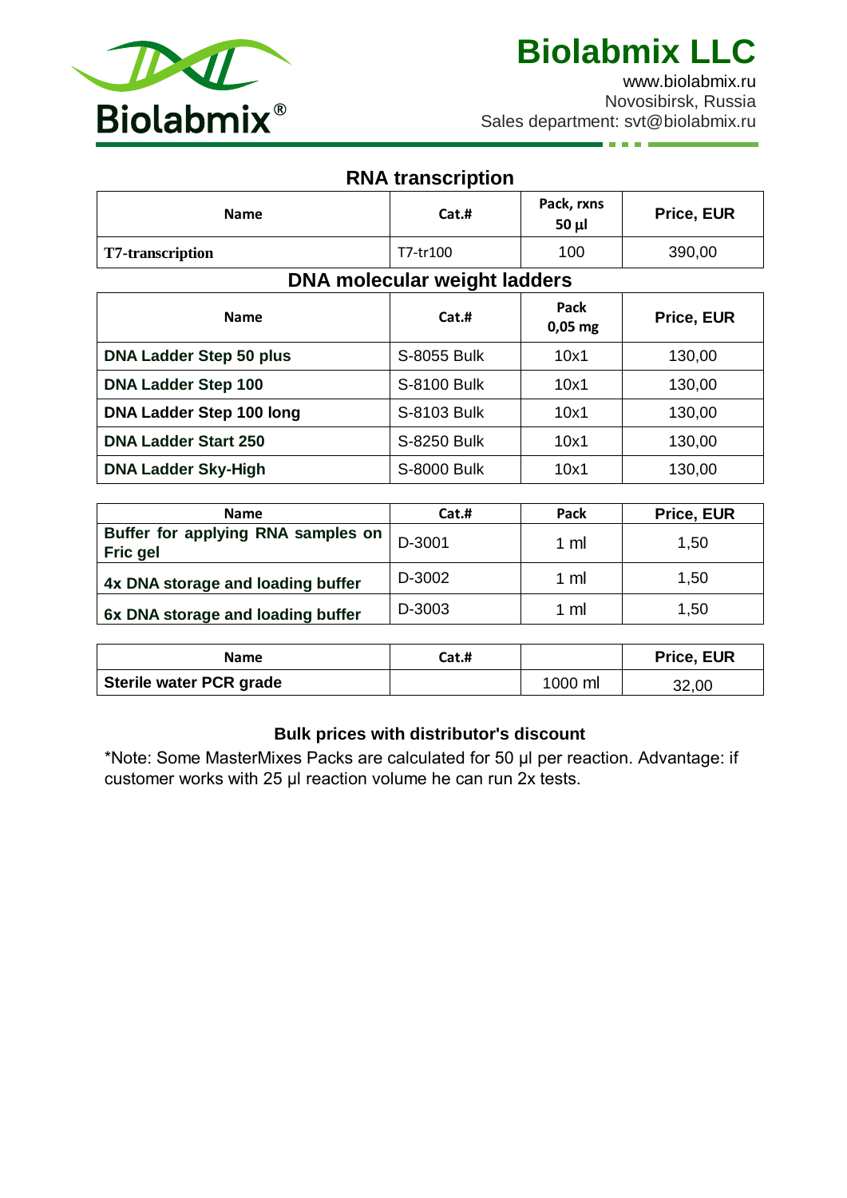# Biolabmix LLC

www.biolabmix.ru
Novosibirsk, Russia
Sales department: svt@biolabmix.ru

## RNA transcription

| Name | Cat.# | Pack, rxns 50 µl | Price, EUR |
| --- | --- | --- | --- |
| T7-transcription | T7-tr100 | 100 | 390,00 |

## DNA molecular weight ladders

| Name | Cat.# | Pack 0,05 mg | Price, EUR |
| --- | --- | --- | --- |
| DNA Ladder Step 50 plus | S-8055 Bulk | 10x1 | 130,00 |
| DNA Ladder Step 100 | S-8100 Bulk | 10x1 | 130,00 |
| DNA Ladder Step 100 long | S-8103 Bulk | 10x1 | 130,00 |
| DNA Ladder Start 250 | S-8250 Bulk | 10x1 | 130,00 |
| DNA Ladder Sky-High | S-8000 Bulk | 10x1 | 130,00 |

| Name | Cat.# | Pack | Price, EUR |
| --- | --- | --- | --- |
| Buffer for applying RNA samples on Fric gel | D-3001 | 1 ml | 1,50 |
| 4x DNA storage and loading buffer | D-3002 | 1 ml | 1,50 |
| 6x DNA storage and loading buffer | D-3003 | 1 ml | 1,50 |

| Name | Cat.# | | Price, EUR |
| --- | --- | --- | --- |
| Sterile water PCR grade | | 1000 ml | 32,00 |

**Bulk prices with distributor's discount**

*Note: Some MasterMixes Packs are calculated for 50 µl per reaction. Advantage: if customer works with 25 µl reaction volume he can run 2x tests.